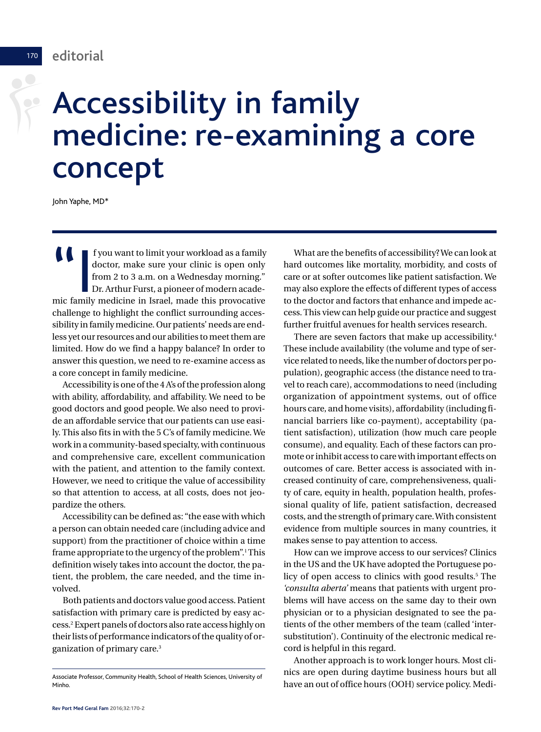# Accessibility in family medicine: re-examining a core concept

John Yaphe, MD*

"If you want to limit your workload as a family doctor, make sure your clinic is open only from 2 to 3 a.m. on a Wednesday morning." Dr. Arthur Furst, a pioneer of modern academic family medicine in Israel, made this provocative challenge to highlight the conflict surrounding accessibility in family medicine. Our patients' needs are endless yet our resources and our abilities to meet them are limited. How do we find a happy balance? In order to answer this question, we need to re-examine access as a core concept in family medicine.

Accessibility is one of the 4 A's of the profession along with ability, affordability, and affability. We need to be good doctors and good people. We also need to provide an affordable service that our patients can use easily. This also fits in with the 5 C's of family medicine. We work in a community-based specialty, with continuous and comprehensive care, excellent communication with the patient, and attention to the family context. However, we need to critique the value of accessibility so that attention to access, at all costs, does not jeopardize the others.

Accessibility can be defined as: "the ease with which a person can obtain needed care (including advice and support) from the practitioner of choice within a time frame appropriate to the urgency of the problem".[1] This definition wisely takes into account the doctor, the patient, the problem, the care needed, and the time involved.

Both patients and doctors value good access. Patient satisfaction with primary care is predicted by easy access.[2] Expert panels of doctors also rate access highly on their lists of performance indicators of the quality of organization of primary care.[3]

What are the benefits of accessibility? We can look at hard outcomes like mortality, morbidity, and costs of care or at softer outcomes like patient satisfaction. We may also explore the effects of different types of access to the doctor and factors that enhance and impede access. This view can help guide our practice and suggest further fruitful avenues for health services research.

There are seven factors that make up accessibility.[4] These include availability (the volume and type of service related to needs, like the number of doctors per population), geographic access (the distance need to travel to reach care), accommodations to need (including organization of appointment systems, out of office hours care, and home visits), affordability (including financial barriers like co-payment), acceptability (patient satisfaction), utilization (how much care people consume), and equality. Each of these factors can promote or inhibit access to care with important effects on outcomes of care. Better access is associated with increased continuity of care, comprehensiveness, quality of care, equity in health, population health, professional quality of life, patient satisfaction, decreased costs, and the strength of primary care. With consistent evidence from multiple sources in many countries, it makes sense to pay attention to access.

How can we improve access to our services? Clinics in the US and the UK have adopted the Portuguese policy of open access to clinics with good results.[5] The *'consulta aberta'* means that patients with urgent problems will have access on the same day to their own physician or to a physician designated to see the patients of the other members of the team (called 'intersubstitution'). Continuity of the electronic medical record is helpful in this regard.

Another approach is to work longer hours. Most clinics are open during daytime business hours but all have an out of office hours (OOH) service policy. Medi-

---

Associate Professor, Community Health, School of Health Sciences, University of Minho.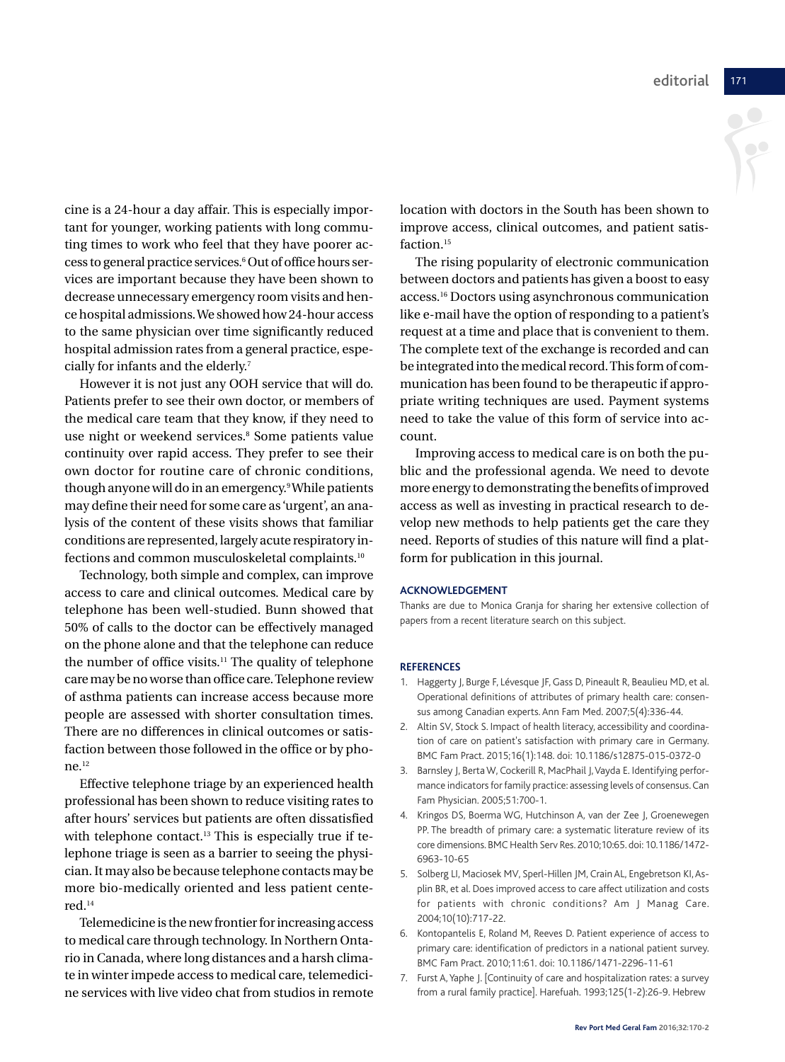cine is a 24-hour a day affair. This is especially important for younger, working patients with long commuting times to work who feel that they have poorer access to general practice services.[6] Out of office hours services are important because they have been shown to decrease unnecessary emergency room visits and hence hospital admissions. We showed how 24-hour access to the same physician over time significantly reduced hospital admission rates from a general practice, especially for infants and the elderly.[7]

However it is not just any OOH service that will do. Patients prefer to see their own doctor, or members of the medical care team that they know, if they need to use night or weekend services.[8] Some patients value continuity over rapid access. They prefer to see their own doctor for routine care of chronic conditions, though anyone will do in an emergency.[9] While patients may define their need for some care as 'urgent', an analysis of the content of these visits shows that familiar conditions are represented, largely acute respiratory infections and common musculoskeletal complaints.[10]

Technology, both simple and complex, can improve access to care and clinical outcomes. Medical care by telephone has been well-studied. Bunn showed that 50% of calls to the doctor can be effectively managed on the phone alone and that the telephone can reduce the number of office visits.[11] The quality of telephone care may be no worse than office care. Telephone review of asthma patients can increase access because more people are assessed with shorter consultation times. There are no differences in clinical outcomes or satisfaction between those followed in the office or by phone.[12]

Effective telephone triage by an experienced health professional has been shown to reduce visiting rates to after hours' services but patients are often dissatisfied with telephone contact.[13] This is especially true if telephone triage is seen as a barrier to seeing the physician. It may also be because telephone contacts may be more bio-medically oriented and less patient centered.[14]

Telemedicine is the new frontier for increasing access to medical care through technology. In Northern Ontario in Canada, where long distances and a harsh climate in winter impede access to medical care, telemedicine services with live video chat from studios in remote location with doctors in the South has been shown to improve access, clinical outcomes, and patient satisfaction.[15]

The rising popularity of electronic communication between doctors and patients has given a boost to easy access.[16] Doctors using asynchronous communication like e-mail have the option of responding to a patient's request at a time and place that is convenient to them. The complete text of the exchange is recorded and can be integrated into the medical record. This form of communication has been found to be therapeutic if appropriate writing techniques are used. Payment systems need to take the value of this form of service into account.

Improving access to medical care is on both the public and the professional agenda. We need to devote more energy to demonstrating the benefits of improved access as well as investing in practical research to develop new methods to help patients get the care they need. Reports of studies of this nature will find a platform for publication in this journal.

### ACKNOWLEDGEMENT

Thanks are due to Monica Granja for sharing her extensive collection of papers from a recent literature search on this subject.

### REFERENCES

1. Haggerty J, Burge F, Lévesque JF, Gass D, Pineault R, Beaulieu MD, et al. Operational definitions of attributes of primary health care: consensus among Canadian experts. Ann Fam Med. 2007;5(4):336-44.
2. Altin SV, Stock S. Impact of health literacy, accessibility and coordination of care on patient's satisfaction with primary care in Germany. BMC Fam Pract. 2015;16(1):148. doi: 10.1186/s12875-015-0372-0
3. Barnsley J, Berta W, Cockerill R, MacPhail J, Vayda E. Identifying performance indicators for family practice: assessing levels of consensus. Can Fam Physician. 2005;51:700-1.
4. Kringos DS, Boerma WG, Hutchinson A, van der Zee J, Groenewegen PP. The breadth of primary care: a systematic literature review of its core dimensions. BMC Health Serv Res. 2010;10:65. doi: 10.1186/1472-6963-10-65
5. Solberg LI, Maciosek MV, Sperl-Hillen JM, Crain AL, Engebretson KI, Asplin BR, et al. Does improved access to care affect utilization and costs for patients with chronic conditions? Am J Manag Care. 2004;10(10):717-22.
6. Kontopantelis E, Roland M, Reeves D. Patient experience of access to primary care: identification of predictors in a national patient survey. BMC Fam Pract. 2010;11:61. doi: 10.1186/1471-2296-11-61
7. Furst A, Yaphe J. [Continuity of care and hospitalization rates: a survey from a rural family practice]. Harefuah. 1993;125(1-2):26-9. Hebrew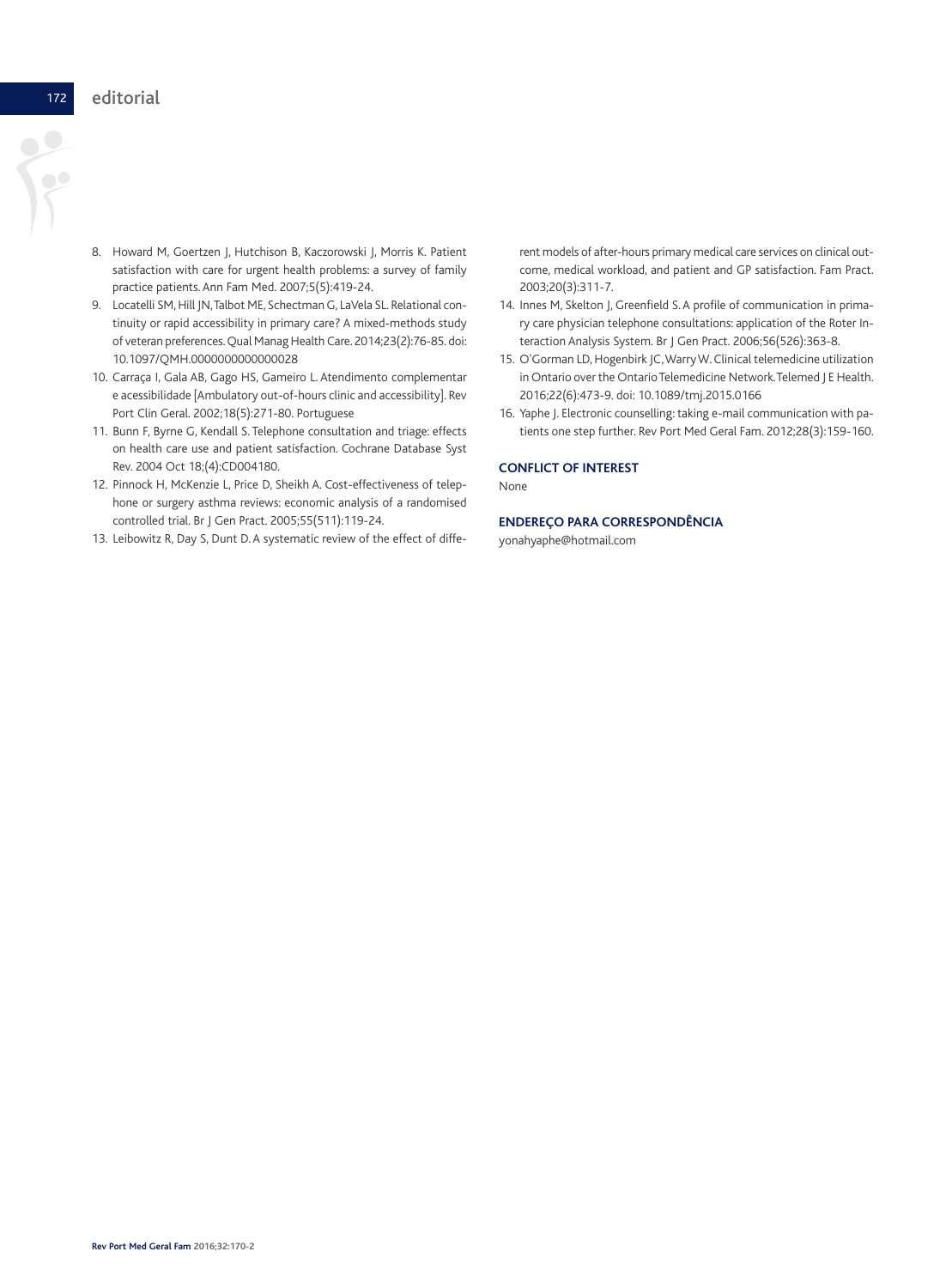8. Howard M, Goertzen J, Hutchison B, Kaczorowski J, Morris K. Patient satisfaction with care for urgent health problems: a survey of family practice patients. Ann Fam Med. 2007;5(5):419-24.
9. Locatelli SM, Hill JN, Talbot ME, Schectman G, LaVela SL. Relational continuity or rapid accessibility in primary care? A mixed-methods study of veteran preferences. Qual Manag Health Care. 2014;23(2):76-85. doi: 10.1097/QMH.0000000000000028
10. Carraça I, Gala AB, Gago HS, Gameiro L. Atendimento complementar e acessibilidade [Ambulatory out-of-hours clinic and accessibility]. Rev Port Clin Geral. 2002;18(5):271-80. Portuguese
11. Bunn F, Byrne G, Kendall S. Telephone consultation and triage: effects on health care use and patient satisfaction. Cochrane Database Syst Rev. 2004 Oct 18;(4):CD004180.
12. Pinnock H, McKenzie L, Price D, Sheikh A. Cost-effectiveness of telephone or surgery asthma reviews: economic analysis of a randomised controlled trial. Br J Gen Pract. 2005;55(511):119-24.
13. Leibowitz R, Day S, Dunt D. A systematic review of the effect of different models of after-hours primary medical care services on clinical outcome, medical workload, and patient and GP satisfaction. Fam Pract. 2003;20(3):311-7.
14. Innes M, Skelton J, Greenfield S. A profile of communication in primary care physician telephone consultations: application of the Roter Interaction Analysis System. Br J Gen Pract. 2006;56(526):363-8.
15. O'Gorman LD, Hogenbirk JC, Warry W. Clinical telemedicine utilization in Ontario over the Ontario Telemedicine Network. Telemed J E Health. 2016;22(6):473-9. doi: 10.1089/tmj.2015.0166
16. Yaphe J. Electronic counselling: taking e-mail communication with patients one step further. Rev Port Med Geral Fam. 2012;28(3):159-160.

### CONFLICT OF INTEREST

None

### ENDEREÇO PARA CORRESPONDÊNCIA

yonahyaphe@hotmail.com